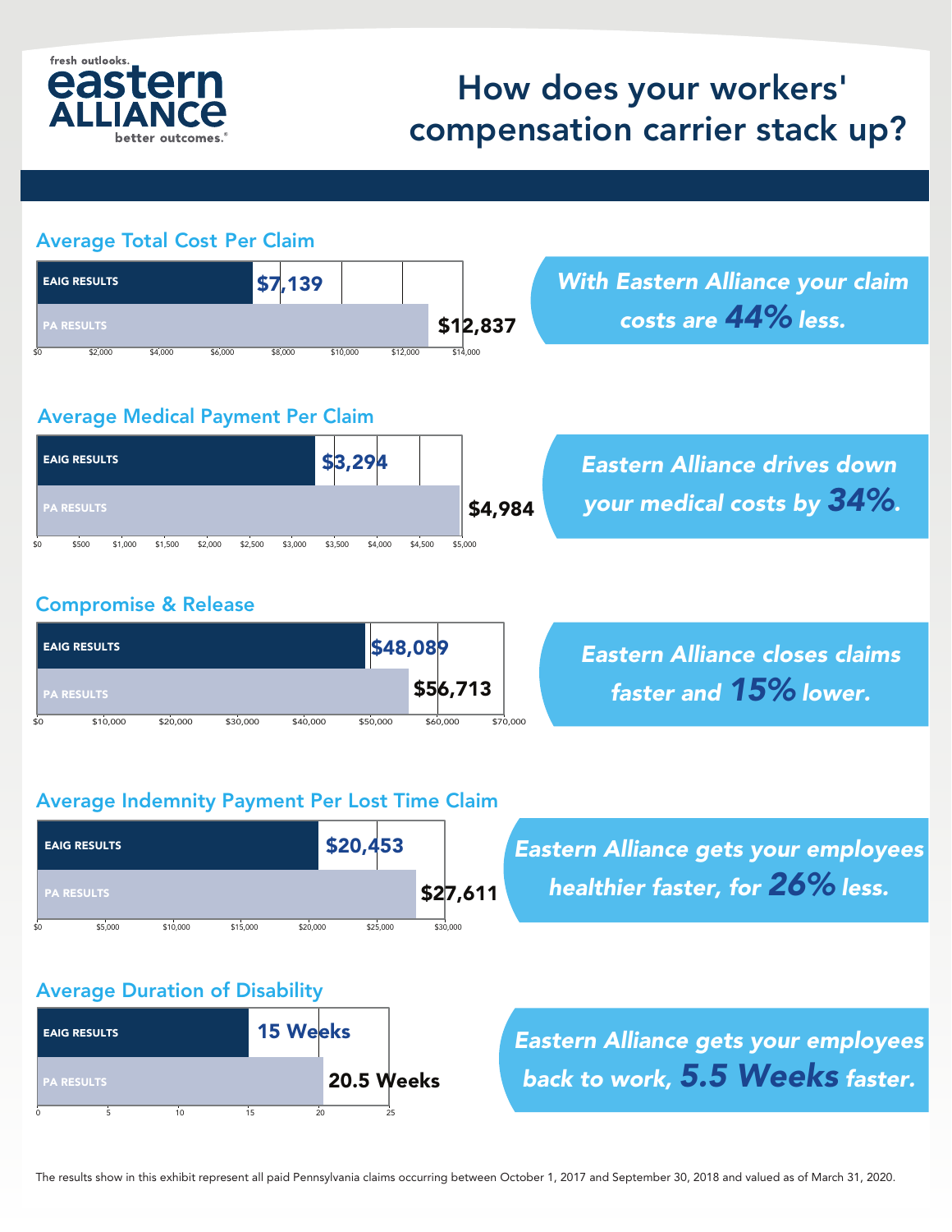fresh outlooks.
**eastern ALLIANCE**
better outcomes.®

# How does your workers' compensation carrier stack up?

## Average Total Cost Per Claim

| | Result |
|---|---|
| EAIG RESULTS | $7,139 |
| PA RESULTS | $12,837 |

*With Eastern Alliance your claim costs are **44%** less.*

## Average Medical Payment Per Claim

| | Result |
|---|---|
| EAIG RESULTS | $3,294 |
| PA RESULTS | $4,984 |

*Eastern Alliance drives down your medical costs by **34%**.*

## Compromise & Release

| | Result |
|---|---|
| EAIG RESULTS | $48,089 |
| PA RESULTS | $56,713 |

*Eastern Alliance closes claims faster and **15%** lower.*

## Average Indemnity Payment Per Lost Time Claim

| | Result |
|---|---|
| EAIG RESULTS | $20,453 |
| PA RESULTS | $27,611 |

*Eastern Alliance gets your employees healthier faster, for **26%** less.*

## Average Duration of Disability

| | Result |
|---|---|
| EAIG RESULTS | 15 Weeks |
| PA RESULTS | 20.5 Weeks |

*Eastern Alliance gets your employees back to work, **5.5 Weeks** faster.*

The results show in this exhibit represent all paid Pennsylvania claims occurring between October 1, 2017 and September 30, 2018 and valued as of March 31, 2020.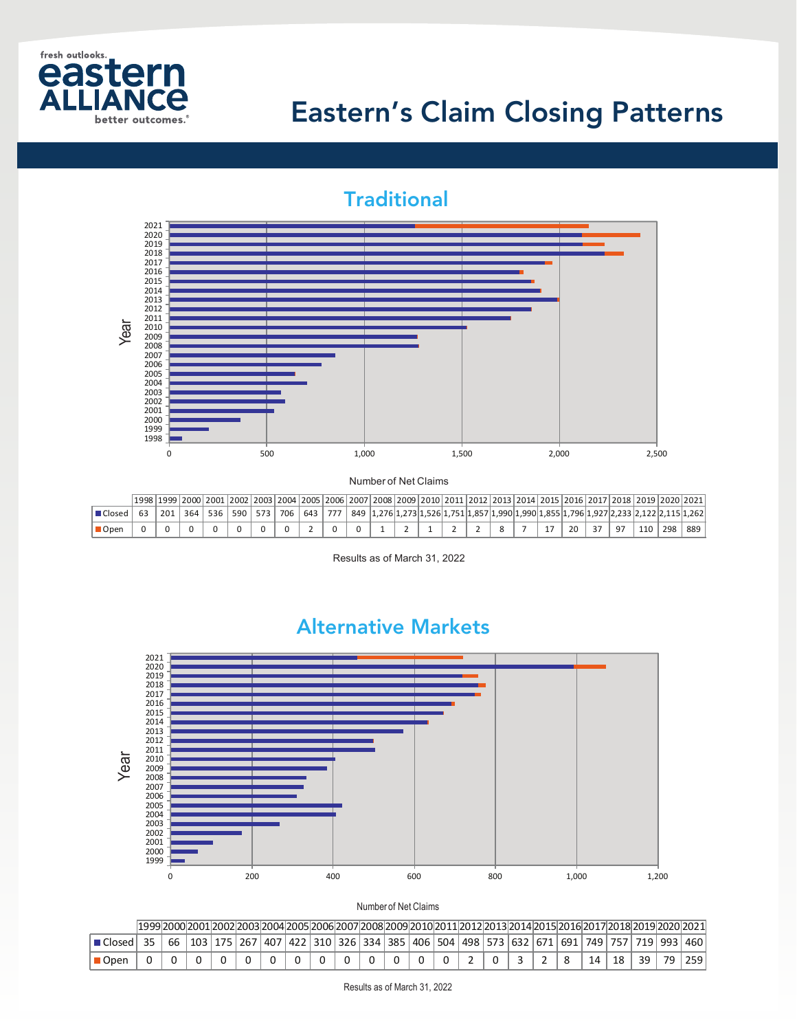# Eastern's Claim Closing Patterns

## Traditional

2021
2020
2019
2018
2017
2016
2015
2014
2013
2012
2011
2010
2009
2008
2007
2006
2005
2004
2003
2002
2001
2000
1999
1998

Year

0
500
1,000
1,500
2,000
2,500

Number of Net Claims

| | 1998 | 1999 | 2000 | 2001 | 2002 | 2003 | 2004 | 2005 | 2006 | 2007 | 2008 | 2009 | 2010 | 2011 | 2012 | 2013 | 2014 | 2015 | 2016 | 2017 | 2018 | 2019 | 2020 | 2021 |
|---|---|---|---|---|---|---|---|---|---|---|---|---|---|---|---|---|---|---|---|---|---|---|---|---|
| Closed | 63 | 201 | 364 | 536 | 590 | 573 | 706 | 643 | 777 | 849 | 1,276 | 1,273 | 1,526 | 1,751 | 1,857 | 1,990 | 1,990 | 1,855 | 1,796 | 1,927 | 2,233 | 2,122 | 2,115 | 1,262 |
| Open | 0 | 0 | 0 | 0 | 0 | 0 | 0 | 2 | 0 | 0 | 1 | 2 | 1 | 2 | 2 | 8 | 7 | 17 | 20 | 37 | 97 | 110 | 298 | 889 |

Results as of March 31, 2022

## Alternative Markets

2021
2020
2019
2018
2017
2016
2015
2014
2013
2012
2011
2010
2009
2008
2007
2006
2005
2004
2003
2002
2001
2000
1999

Year

0
200
400
600
800
1,000
1,200

Number of Net Claims

| | 1999 | 2000 | 2001 | 2002 | 2003 | 2004 | 2005 | 2006 | 2007 | 2008 | 2009 | 2010 | 2011 | 2012 | 2013 | 2014 | 2015 | 2016 | 2017 | 2018 | 2019 | 2020 | 2021 |
|---|---|---|---|---|---|---|---|---|---|---|---|---|---|---|---|---|---|---|---|---|---|---|---|
| Closed | 35 | 66 | 103 | 175 | 267 | 407 | 422 | 310 | 326 | 334 | 385 | 406 | 504 | 498 | 573 | 632 | 671 | 691 | 749 | 757 | 719 | 993 | 460 |
| Open | 0 | 0 | 0 | 0 | 0 | 0 | 0 | 0 | 0 | 0 | 0 | 0 | 0 | 2 | 0 | 3 | 2 | 8 | 14 | 18 | 39 | 79 | 259 |

Results as of March 31, 2022